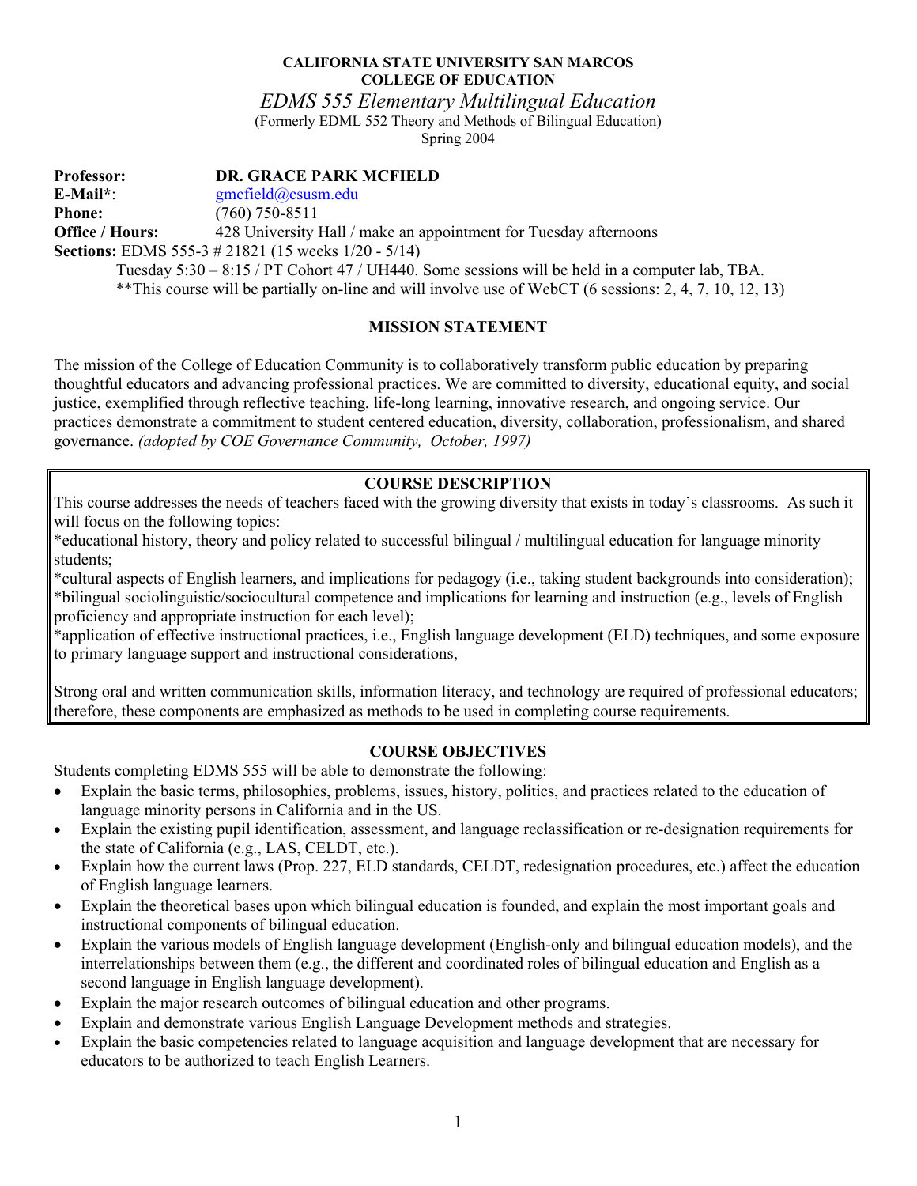**CALIFORNIA STATE UNIVERSITY SAN MARCOS**
**COLLEGE OF EDUCATION**

# *EDMS 555 Elementary Multilingual Education*

(Formerly EDML 552 Theory and Methods of Bilingual Education)
Spring 2004

**Professor:** **DR. GRACE PARK MCFIELD**
**E-Mail***: gmcfield@csusm.edu
**Phone:** (760) 750-8511
**Office / Hours:** 428 University Hall / make an appointment for Tuesday afternoons
**Sections:** EDMS 555-3 # 21821 (15 weeks 1/20 - 5/14)
Tuesday 5:30 – 8:15 / PT Cohort 47 / UH440. Some sessions will be held in a computer lab, TBA.
**This course will be partially on-line and will involve use of WebCT (6 sessions: 2, 4, 7, 10, 12, 13)

## MISSION STATEMENT

The mission of the College of Education Community is to collaboratively transform public education by preparing thoughtful educators and advancing professional practices. We are committed to diversity, educational equity, and social justice, exemplified through reflective teaching, life-long learning, innovative research, and ongoing service. Our practices demonstrate a commitment to student centered education, diversity, collaboration, professionalism, and shared governance. *(adopted by COE Governance Community, October, 1997)*

## COURSE DESCRIPTION

This course addresses the needs of teachers faced with the growing diversity that exists in today's classrooms. As such it will focus on the following topics:

*educational history, theory and policy related to successful bilingual / multilingual education for language minority students;

*cultural aspects of English learners, and implications for pedagogy (i.e., taking student backgrounds into consideration);

*bilingual sociolinguistic/sociocultural competence and implications for learning and instruction (e.g., levels of English proficiency and appropriate instruction for each level);

*application of effective instructional practices, i.e., English language development (ELD) techniques, and some exposure to primary language support and instructional considerations,

Strong oral and written communication skills, information literacy, and technology are required of professional educators; therefore, these components are emphasized as methods to be used in completing course requirements.

## COURSE OBJECTIVES

Students completing EDMS 555 will be able to demonstrate the following:

- Explain the basic terms, philosophies, problems, issues, history, politics, and practices related to the education of language minority persons in California and in the US.
- Explain the existing pupil identification, assessment, and language reclassification or re-designation requirements for the state of California (e.g., LAS, CELDT, etc.).
- Explain how the current laws (Prop. 227, ELD standards, CELDT, redesignation procedures, etc.) affect the education of English language learners.
- Explain the theoretical bases upon which bilingual education is founded, and explain the most important goals and instructional components of bilingual education.
- Explain the various models of English language development (English-only and bilingual education models), and the interrelationships between them (e.g., the different and coordinated roles of bilingual education and English as a second language in English language development).
- Explain the major research outcomes of bilingual education and other programs.
- Explain and demonstrate various English Language Development methods and strategies.
- Explain the basic competencies related to language acquisition and language development that are necessary for educators to be authorized to teach English Learners.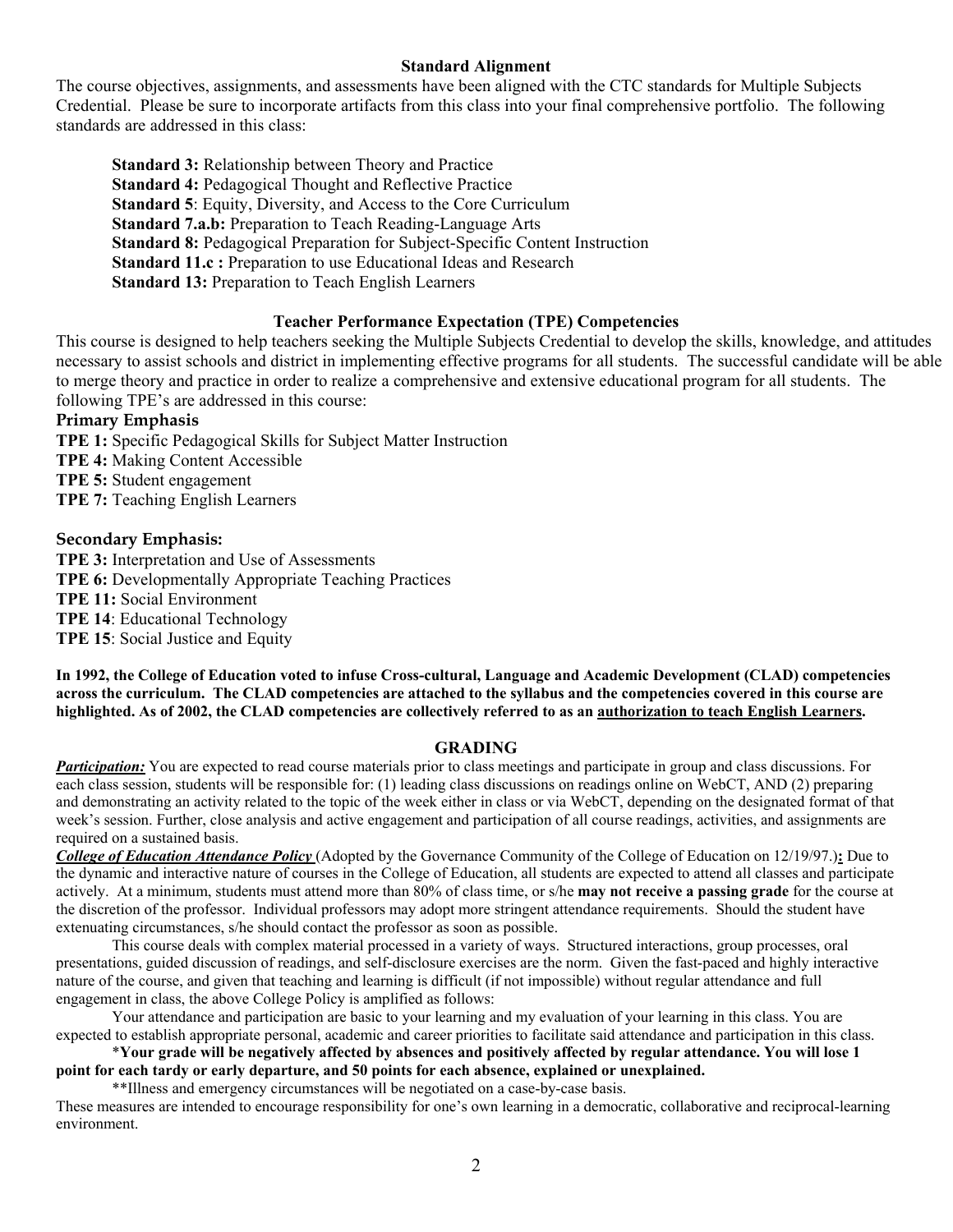## Standard Alignment

The course objectives, assignments, and assessments have been aligned with the CTC standards for Multiple Subjects Credential. Please be sure to incorporate artifacts from this class into your final comprehensive portfolio. The following standards are addressed in this class:

**Standard 3:** Relationship between Theory and Practice
**Standard 4:** Pedagogical Thought and Reflective Practice
**Standard 5**: Equity, Diversity, and Access to the Core Curriculum
**Standard 7.a.b:** Preparation to Teach Reading-Language Arts
**Standard 8:** Pedagogical Preparation for Subject-Specific Content Instruction
**Standard 11.c :** Preparation to use Educational Ideas and Research
**Standard 13:** Preparation to Teach English Learners

## Teacher Performance Expectation (TPE) Competencies

This course is designed to help teachers seeking the Multiple Subjects Credential to develop the skills, knowledge, and attitudes necessary to assist schools and district in implementing effective programs for all students. The successful candidate will be able to merge theory and practice in order to realize a comprehensive and extensive educational program for all students. The following TPE's are addressed in this course:

### Primary Emphasis

**TPE 1:** Specific Pedagogical Skills for Subject Matter Instruction
**TPE 4:** Making Content Accessible
**TPE 5:** Student engagement
**TPE 7:** Teaching English Learners

### Secondary Emphasis:

**TPE 3:** Interpretation and Use of Assessments
**TPE 6:** Developmentally Appropriate Teaching Practices
**TPE 11:** Social Environment
**TPE 14**: Educational Technology
**TPE 15**: Social Justice and Equity

**In 1992, the College of Education voted to infuse Cross-cultural, Language and Academic Development (CLAD) competencies across the curriculum. The CLAD competencies are attached to the syllabus and the competencies covered in this course are highlighted. As of 2002, the CLAD competencies are collectively referred to as an <u>authorization to teach English Learners</u>.**

## GRADING

***Participation:*** You are expected to read course materials prior to class meetings and participate in group and class discussions. For each class session, students will be responsible for: (1) leading class discussions on readings online on WebCT, AND (2) preparing and demonstrating an activity related to the topic of the week either in class or via WebCT, depending on the designated format of that week's session. Further, close analysis and active engagement and participation of all course readings, activities, and assignments are required on a sustained basis.

***College of Education Attendance Policy*** (Adopted by the Governance Community of the College of Education on 12/19/97.)**:** Due to the dynamic and interactive nature of courses in the College of Education, all students are expected to attend all classes and participate actively. At a minimum, students must attend more than 80% of class time, or s/he **may not receive a passing grade** for the course at the discretion of the professor. Individual professors may adopt more stringent attendance requirements. Should the student have extenuating circumstances, s/he should contact the professor as soon as possible.

This course deals with complex material processed in a variety of ways. Structured interactions, group processes, oral presentations, guided discussion of readings, and self-disclosure exercises are the norm. Given the fast-paced and highly interactive nature of the course, and given that teaching and learning is difficult (if not impossible) without regular attendance and full engagement in class, the above College Policy is amplified as follows:

Your attendance and participation are basic to your learning and my evaluation of your learning in this class. You are expected to establish appropriate personal, academic and career priorities to facilitate said attendance and participation in this class.

*__Your grade will be negatively affected by absences and positively affected by regular attendance. You will lose 1 point for each tardy or early departure, and 50 points for each absence, explained or unexplained.__*

**Illness and emergency circumstances will be negotiated on a case-by-case basis.

These measures are intended to encourage responsibility for one's own learning in a democratic, collaborative and reciprocal-learning environment.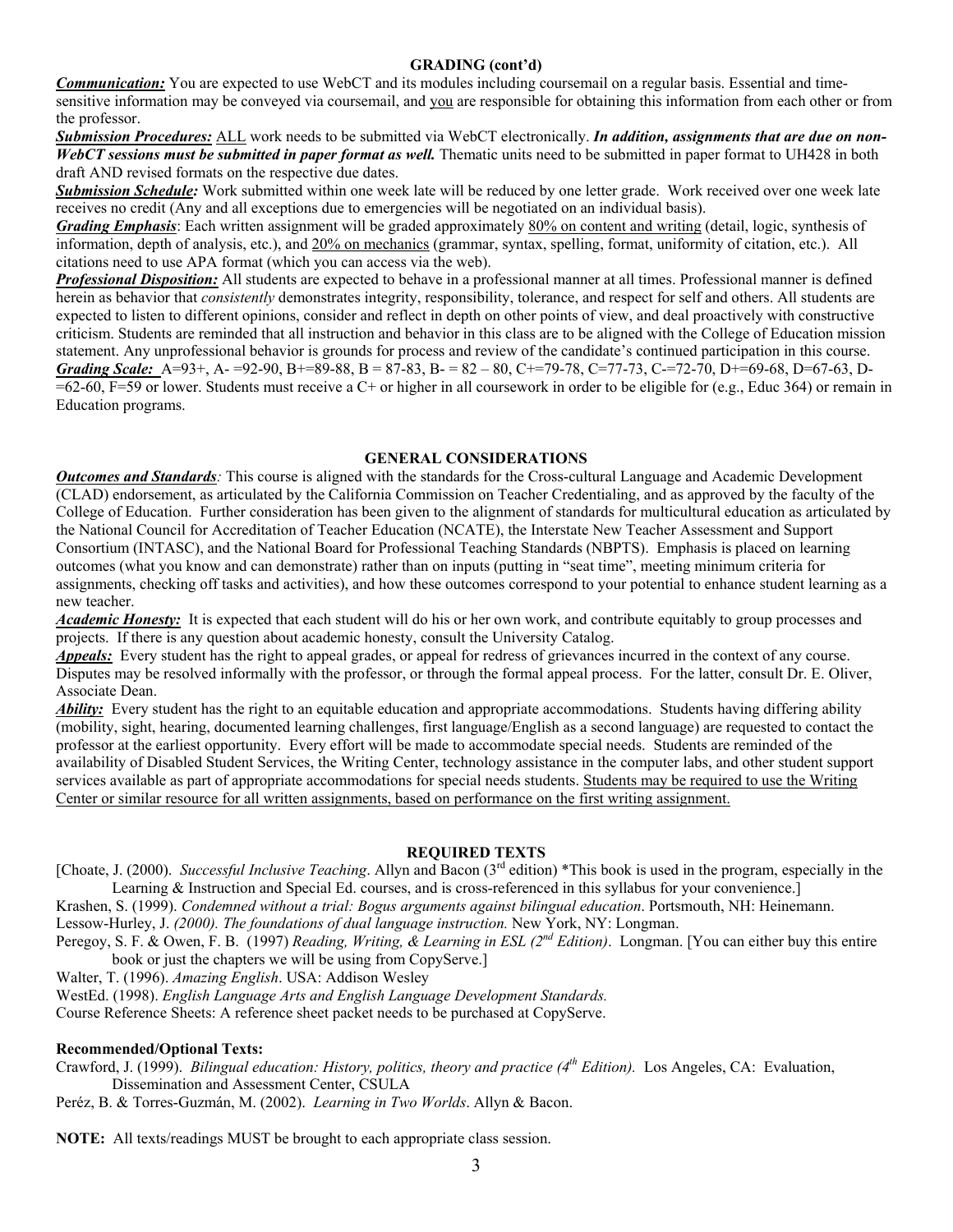## GRADING (cont'd)

***Communication:*** You are expected to use WebCT and its modules including coursemail on a regular basis. Essential and time-sensitive information may be conveyed via coursemail, and you are responsible for obtaining this information from each other or from the professor.

***Submission Procedures:*** ALL work needs to be submitted via WebCT electronically. ***In addition, assignments that are due on non-WebCT sessions must be submitted in paper format as well.*** Thematic units need to be submitted in paper format to UH428 in both draft AND revised formats on the respective due dates.

***Submission Schedule:*** Work submitted within one week late will be reduced by one letter grade. Work received over one week late receives no credit (Any and all exceptions due to emergencies will be negotiated on an individual basis).

***Grading Emphasis***: Each written assignment will be graded approximately 80% on content and writing (detail, logic, synthesis of information, depth of analysis, etc.), and 20% on mechanics (grammar, syntax, spelling, format, uniformity of citation, etc.). All citations need to use APA format (which you can access via the web).

***Professional Disposition:*** All students are expected to behave in a professional manner at all times. Professional manner is defined herein as behavior that *consistently* demonstrates integrity, responsibility, tolerance, and respect for self and others. All students are expected to listen to different opinions, consider and reflect in depth on other points of view, and deal proactively with constructive criticism. Students are reminded that all instruction and behavior in this class are to be aligned with the College of Education mission statement. Any unprofessional behavior is grounds for process and review of the candidate's continued participation in this course.

***Grading Scale:*** A=93+, A- =92-90, B+=89-88, B = 87-83, B- = 82 – 80, C+=79-78, C=77-73, C-=72-70, D+=69-68, D=67-63, D-=62-60, F=59 or lower. Students must receive a C+ or higher in all coursework in order to be eligible for (e.g., Educ 364) or remain in Education programs.

## GENERAL CONSIDERATIONS

***Outcomes and Standards****:* This course is aligned with the standards for the Cross-cultural Language and Academic Development (CLAD) endorsement, as articulated by the California Commission on Teacher Credentialing, and as approved by the faculty of the College of Education. Further consideration has been given to the alignment of standards for multicultural education as articulated by the National Council for Accreditation of Teacher Education (NCATE), the Interstate New Teacher Assessment and Support Consortium (INTASC), and the National Board for Professional Teaching Standards (NBPTS). Emphasis is placed on learning outcomes (what you know and can demonstrate) rather than on inputs (putting in "seat time", meeting minimum criteria for assignments, checking off tasks and activities), and how these outcomes correspond to your potential to enhance student learning as a new teacher.

***Academic Honesty:*** It is expected that each student will do his or her own work, and contribute equitably to group processes and projects. If there is any question about academic honesty, consult the University Catalog.

***Appeals:*** Every student has the right to appeal grades, or appeal for redress of grievances incurred in the context of any course. Disputes may be resolved informally with the professor, or through the formal appeal process. For the latter, consult Dr. E. Oliver, Associate Dean.

***Ability:*** Every student has the right to an equitable education and appropriate accommodations. Students having differing ability (mobility, sight, hearing, documented learning challenges, first language/English as a second language) are requested to contact the professor at the earliest opportunity. Every effort will be made to accommodate special needs. Students are reminded of the availability of Disabled Student Services, the Writing Center, technology assistance in the computer labs, and other student support services available as part of appropriate accommodations for special needs students. Students may be required to use the Writing Center or similar resource for all written assignments, based on performance on the first writing assignment.

## REQUIRED TEXTS

[Choate, J. (2000). *Successful Inclusive Teaching*. Allyn and Bacon (3rd edition) *This book is used in the program, especially in the Learning & Instruction and Special Ed. courses, and is cross-referenced in this syllabus for your convenience.]

Krashen, S. (1999). *Condemned without a trial: Bogus arguments against bilingual education*. Portsmouth, NH: Heinemann.

Lessow-Hurley, J. *(2000). The foundations of dual language instruction.* New York, NY: Longman.

Peregoy, S. F. & Owen, F. B. (1997) *Reading, Writing, & Learning in ESL (2nd Edition)*. Longman. [You can either buy this entire book or just the chapters we will be using from CopyServe.]

Walter, T. (1996). *Amazing English*. USA: Addison Wesley

WestEd. (1998). *English Language Arts and English Language Development Standards.*

Course Reference Sheets: A reference sheet packet needs to be purchased at CopyServe.

**Recommended/Optional Texts:**

Crawford, J. (1999). *Bilingual education: History, politics, theory and practice (4th Edition).* Los Angeles, CA: Evaluation, Dissemination and Assessment Center, CSULA

Peréz, B. & Torres-Guzmán, M. (2002). *Learning in Two Worlds*. Allyn & Bacon.

**NOTE:** All texts/readings MUST be brought to each appropriate class session.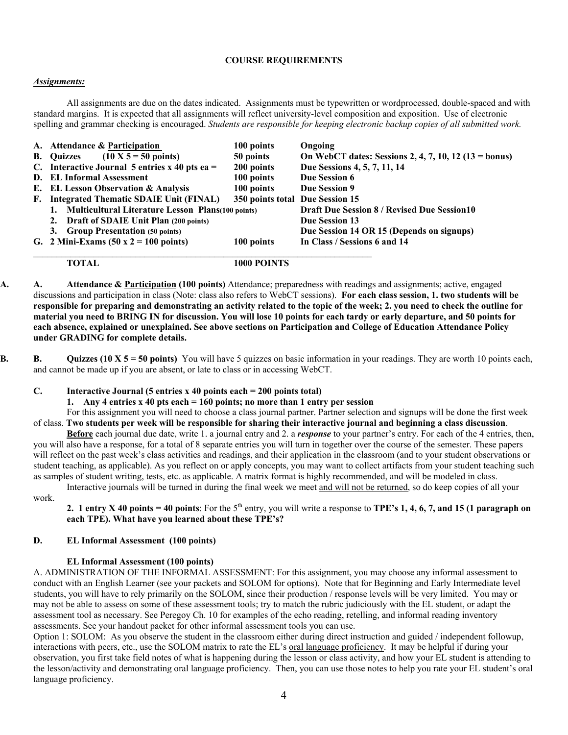**COURSE REQUIREMENTS**

***Assignments:***

All assignments are due on the dates indicated. Assignments must be typewritten or wordprocessed, double-spaced and with standard margins. It is expected that all assignments will reflect university-level composition and exposition. Use of electronic spelling and grammar checking is encouraged. *Students are responsible for keeping electronic backup copies of all submitted work.*

| | Assignment | Points | Due |
|---|---|---|---|
| **A.** | **Attendance & Participation** | **100 points** | **Ongoing** |
| **B.** | **Quizzes (10 X 5 = 50 points)** | **50 points** | **On WebCT dates: Sessions 2, 4, 7, 10, 12 (13 = bonus)** |
| **C.** | **Interactive Journal 5 entries x 40 pts ea =** | **200 points** | **Due Sessions 4, 5, 7, 11, 14** |
| **D.** | **EL Informal Assessment** | **100 points** | **Due Session 6** |
| **E.** | **EL Lesson Observation & Analysis** | **100 points** | **Due Session 9** |
| **F.** | **Integrated Thematic SDAIE Unit (FINAL)** | **350 points total** | **Due Session 15** |
| | **1. Multicultural Literature Lesson Plans (100 points)** | | **Draft Due Session 8 / Revised Due Session10** |
| | **2. Draft of SDAIE Unit Plan (200 points)** | | **Due Session 13** |
| | **3. Group Presentation (50 points)** | | **Due Session 14 OR 15 (Depends on signups)** |
| **G.** | **2 Mini-Exams (50 x 2 = 100 points)** | **100 points** | **In Class / Sessions 6 and 14** |
| | **TOTAL** | **1000 POINTS** | |

**A. Attendance & Participation (100 points)** Attendance; preparedness with readings and assignments; active, engaged discussions and participation in class (Note: class also refers to WebCT sessions). **For each class session, 1. two students will be responsible for preparing and demonstrating an activity related to the topic of the week; 2. you need to check the outline for material you need to BRING IN for discussion. You will lose 10 points for each tardy or early departure, and 50 points for each absence, explained or unexplained. See above sections on Participation and College of Education Attendance Policy under GRADING for complete details.**

**B. Quizzes (10 X 5 = 50 points)** You will have 5 quizzes on basic information in your readings. They are worth 10 points each, and cannot be made up if you are absent, or late to class or in accessing WebCT.

**C. Interactive Journal (5 entries x 40 points each = 200 points total)**

**1. Any 4 entries x 40 pts each = 160 points; no more than 1 entry per session**

For this assignment you will need to choose a class journal partner. Partner selection and signups will be done the first week of class. **Two students per week will be responsible for sharing their interactive journal and beginning a class discussion**.

**Before** each journal due date, write 1. a journal entry and 2. a ***response*** to your partner's entry. For each of the 4 entries, then, you will also have a response, for a total of 8 separate entries you will turn in together over the course of the semester. These papers will reflect on the past week's class activities and readings, and their application in the classroom (and to your student observations or student teaching, as applicable). As you reflect on or apply concepts, you may want to collect artifacts from your student teaching such as samples of student writing, tests, etc. as applicable. A matrix format is highly recommended, and will be modeled in class.

Interactive journals will be turned in during the final week we meet and will not be returned, so do keep copies of all your work.

**2. 1 entry X 40 points = 40 points**: For the 5th entry, you will write a response to **TPE's 1, 4, 6, 7, and 15 (1 paragraph on each TPE). What have you learned about these TPE's?**

**D. EL Informal Assessment (100 points)**

**EL Informal Assessment (100 points)**

A. ADMINISTRATION OF THE INFORMAL ASSESSMENT: For this assignment, you may choose any informal assessment to conduct with an English Learner (see your packets and SOLOM for options). Note that for Beginning and Early Intermediate level students, you will have to rely primarily on the SOLOM, since their production / response levels will be very limited. You may or may not be able to assess on some of these assessment tools; try to match the rubric judiciously with the EL student, or adapt the assessment tool as necessary. See Peregoy Ch. 10 for examples of the echo reading, retelling, and informal reading inventory assessments. See your handout packet for other informal assessment tools you can use.

Option 1: SOLOM: As you observe the student in the classroom either during direct instruction and guided / independent followup, interactions with peers, etc., use the SOLOM matrix to rate the EL's oral language proficiency. It may be helpful if during your observation, you first take field notes of what is happening during the lesson or class activity, and how your EL student is attending to the lesson/activity and demonstrating oral language proficiency. Then, you can use those notes to help you rate your EL student's oral language proficiency.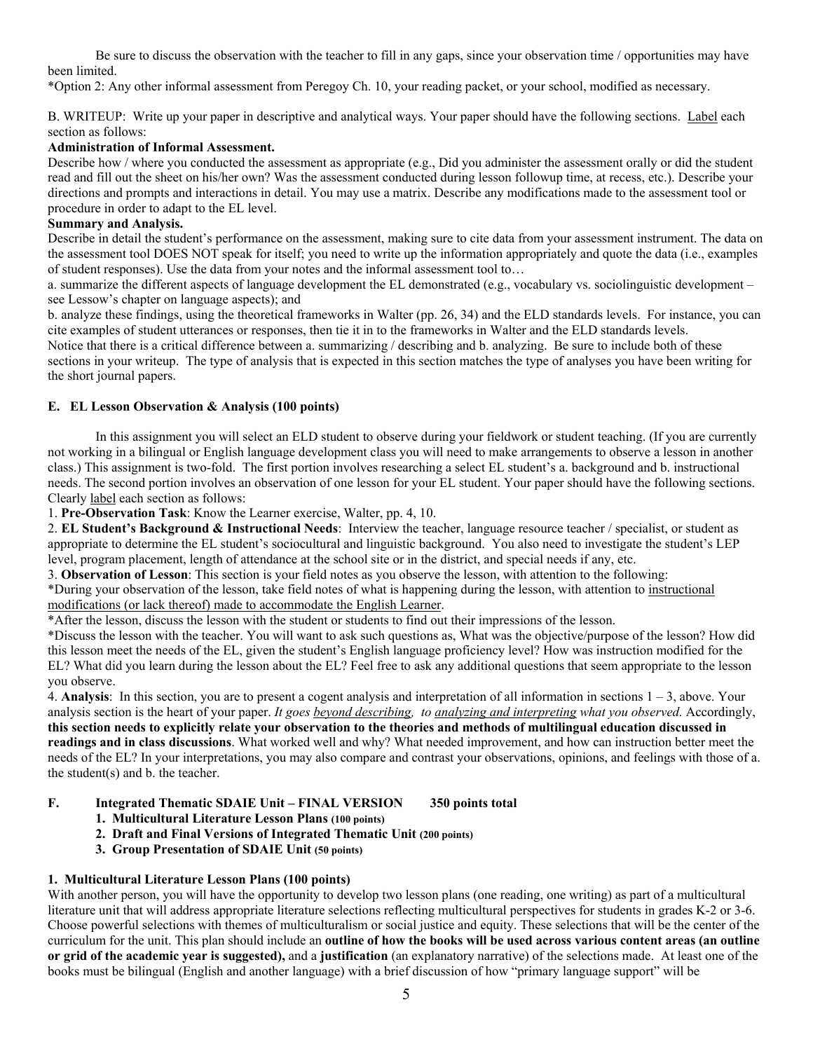Be sure to discuss the observation with the teacher to fill in any gaps, since your observation time / opportunities may have been limited.

*Option 2: Any other informal assessment from Peregoy Ch. 10, your reading packet, or your school, modified as necessary.

B. WRITEUP: Write up your paper in descriptive and analytical ways. Your paper should have the following sections. Label each section as follows:

**Administration of Informal Assessment.**

Describe how / where you conducted the assessment as appropriate (e.g., Did you administer the assessment orally or did the student read and fill out the sheet on his/her own? Was the assessment conducted during lesson followup time, at recess, etc.). Describe your directions and prompts and interactions in detail. You may use a matrix. Describe any modifications made to the assessment tool or procedure in order to adapt to the EL level.

**Summary and Analysis.**

Describe in detail the student's performance on the assessment, making sure to cite data from your assessment instrument. The data on the assessment tool DOES NOT speak for itself; you need to write up the information appropriately and quote the data (i.e., examples of student responses). Use the data from your notes and the informal assessment tool to…

a. summarize the different aspects of language development the EL demonstrated (e.g., vocabulary vs. sociolinguistic development – see Lessow's chapter on language aspects); and

b. analyze these findings, using the theoretical frameworks in Walter (pp. 26, 34) and the ELD standards levels. For instance, you can cite examples of student utterances or responses, then tie it in to the frameworks in Walter and the ELD standards levels.

Notice that there is a critical difference between a. summarizing / describing and b. analyzing. Be sure to include both of these sections in your writeup. The type of analysis that is expected in this section matches the type of analyses you have been writing for the short journal papers.

### E. EL Lesson Observation & Analysis (100 points)

In this assignment you will select an ELD student to observe during your fieldwork or student teaching. (If you are currently not working in a bilingual or English language development class you will need to make arrangements to observe a lesson in another class.) This assignment is two-fold. The first portion involves researching a select EL student's a. background and b. instructional needs. The second portion involves an observation of one lesson for your EL student. Your paper should have the following sections. Clearly label each section as follows:

1. **Pre-Observation Task**: Know the Learner exercise, Walter, pp. 4, 10.
2. **EL Student's Background & Instructional Needs**: Interview the teacher, language resource teacher / specialist, or student as appropriate to determine the EL student's sociocultural and linguistic background. You also need to investigate the student's LEP level, program placement, length of attendance at the school site or in the district, and special needs if any, etc.
3. **Observation of Lesson**: This section is your field notes as you observe the lesson, with attention to the following:

*During your observation of the lesson, take field notes of what is happening during the lesson, with attention to instructional modifications (or lack thereof) made to accommodate the English Learner.

*After the lesson, discuss the lesson with the student or students to find out their impressions of the lesson.

*Discuss the lesson with the teacher. You will want to ask such questions as, What was the objective/purpose of the lesson? How did this lesson meet the needs of the EL, given the student's English language proficiency level? How was instruction modified for the EL? What did you learn during the lesson about the EL? Feel free to ask any additional questions that seem appropriate to the lesson you observe.

4. **Analysis**: In this section, you are to present a cogent analysis and interpretation of all information in sections 1 – 3, above. Your analysis section is the heart of your paper. *It goes beyond describing, to analyzing and interpreting what you observed.* Accordingly, **this section needs to explicitly relate your observation to the theories and methods of multilingual education discussed in readings and in class discussions**. What worked well and why? What needed improvement, and how can instruction better meet the needs of the EL? In your interpretations, you may also compare and contrast your observations, opinions, and feelings with those of a. the student(s) and b. the teacher.

### F. Integrated Thematic SDAIE Unit – FINAL VERSION 350 points total

1. **Multicultural Literature Lesson Plans (100 points)**
2. **Draft and Final Versions of Integrated Thematic Unit (200 points)**
3. **Group Presentation of SDAIE Unit (50 points)**

#### 1. Multicultural Literature Lesson Plans (100 points)

With another person, you will have the opportunity to develop two lesson plans (one reading, one writing) as part of a multicultural literature unit that will address appropriate literature selections reflecting multicultural perspectives for students in grades K-2 or 3-6. Choose powerful selections with themes of multiculturalism or social justice and equity. These selections that will be the center of the curriculum for the unit. This plan should include an **outline of how the books will be used across various content areas (an outline or grid of the academic year is suggested),** and a **justification** (an explanatory narrative) of the selections made. At least one of the books must be bilingual (English and another language) with a brief discussion of how "primary language support" will be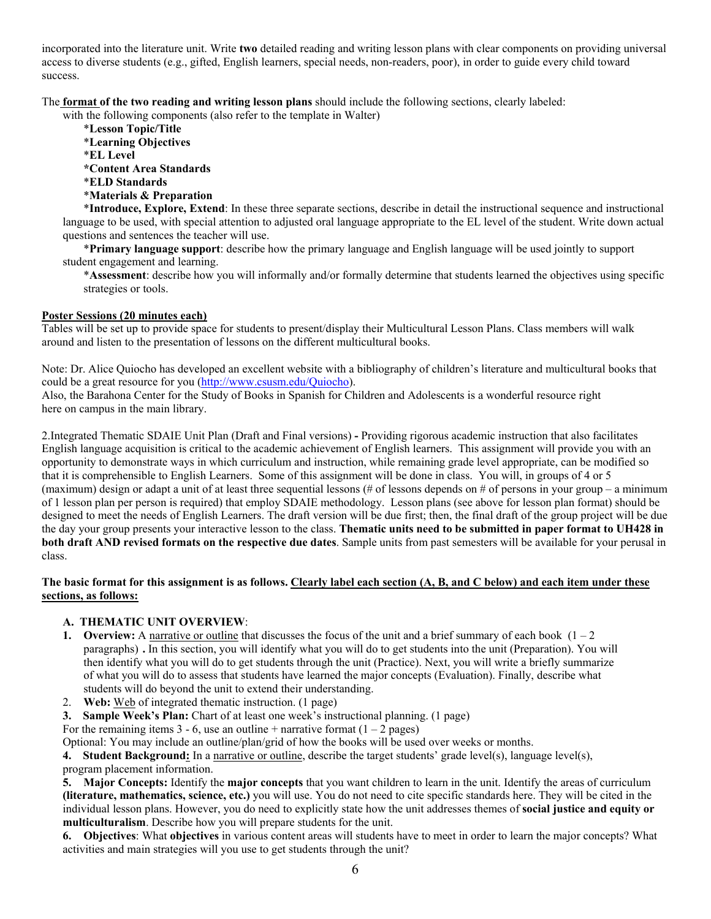incorporated into the literature unit. Write **two** detailed reading and writing lesson plans with clear components on providing universal access to diverse students (e.g., gifted, English learners, special needs, non-readers, poor), in order to guide every child toward success.

The **format of the two reading and writing lesson plans** should include the following sections, clearly labeled: with the following components (also refer to the template in Walter)

- ***Lesson Topic/Title**
- ***Learning Objectives**
- ***EL Level**
- ***Content Area Standards**
- ***ELD Standards**
- ***Materials & Preparation**
- ***Introduce, Explore, Extend**: In these three separate sections, describe in detail the instructional sequence and instructional language to be used, with special attention to adjusted oral language appropriate to the EL level of the student. Write down actual questions and sentences the teacher will use.
- ***Primary language support**: describe how the primary language and English language will be used jointly to support student engagement and learning.
- ***Assessment**: describe how you will informally and/or formally determine that students learned the objectives using specific strategies or tools.

**Poster Sessions (20 minutes each)**

Tables will be set up to provide space for students to present/display their Multicultural Lesson Plans. Class members will walk around and listen to the presentation of lessons on the different multicultural books.

Note: Dr. Alice Quiocho has developed an excellent website with a bibliography of children's literature and multicultural books that could be a great resource for you (http://www.csusm.edu/Quiocho).

Also, the Barahona Center for the Study of Books in Spanish for Children and Adolescents is a wonderful resource right here on campus in the main library.

2.Integrated Thematic SDAIE Unit Plan (Draft and Final versions) **-** Providing rigorous academic instruction that also facilitates English language acquisition is critical to the academic achievement of English learners. This assignment will provide you with an opportunity to demonstrate ways in which curriculum and instruction, while remaining grade level appropriate, can be modified so that it is comprehensible to English Learners. Some of this assignment will be done in class. You will, in groups of 4 or 5 (maximum) design or adapt a unit of at least three sequential lessons (# of lessons depends on # of persons in your group – a minimum of 1 lesson plan per person is required) that employ SDAIE methodology. Lesson plans (see above for lesson plan format) should be designed to meet the needs of English Learners. The draft version will be due first; then, the final draft of the group project will be due the day your group presents your interactive lesson to the class. **Thematic units need to be submitted in paper format to UH428 in both draft AND revised formats on the respective due dates**. Sample units from past semesters will be available for your perusal in class.

**The basic format for this assignment is as follows. Clearly label each section (A, B, and C below) and each item under these sections, as follows:**

**A. THEMATIC UNIT OVERVIEW**:

1. **Overview:** A narrative or outline that discusses the focus of the unit and a brief summary of each book (1 – 2 paragraphs) **.** In this section, you will identify what you will do to get students into the unit (Preparation). You will then identify what you will do to get students through the unit (Practice). Next, you will write a briefly summarize of what you will do to assess that students have learned the major concepts (Evaluation). Finally, describe what students will do beyond the unit to extend their understanding.
2. **Web:** Web of integrated thematic instruction. (1 page)
3. **Sample Week's Plan:** Chart of at least one week's instructional planning. (1 page)

For the remaining items 3 - 6, use an outline + narrative format (1 – 2 pages)

Optional: You may include an outline/plan/grid of how the books will be used over weeks or months.

4. **Student Background:** In a narrative or outline, describe the target students' grade level(s), language level(s), program placement information.
5. **Major Concepts:** Identify the **major concepts** that you want children to learn in the unit. Identify the areas of curriculum **(literature, mathematics, science, etc.)** you will use. You do not need to cite specific standards here. They will be cited in the individual lesson plans. However, you do need to explicitly state how the unit addresses themes of **social justice and equity or multiculturalism**. Describe how you will prepare students for the unit.
6. **Objectives**: What **objectives** in various content areas will students have to meet in order to learn the major concepts? What activities and main strategies will you use to get students through the unit?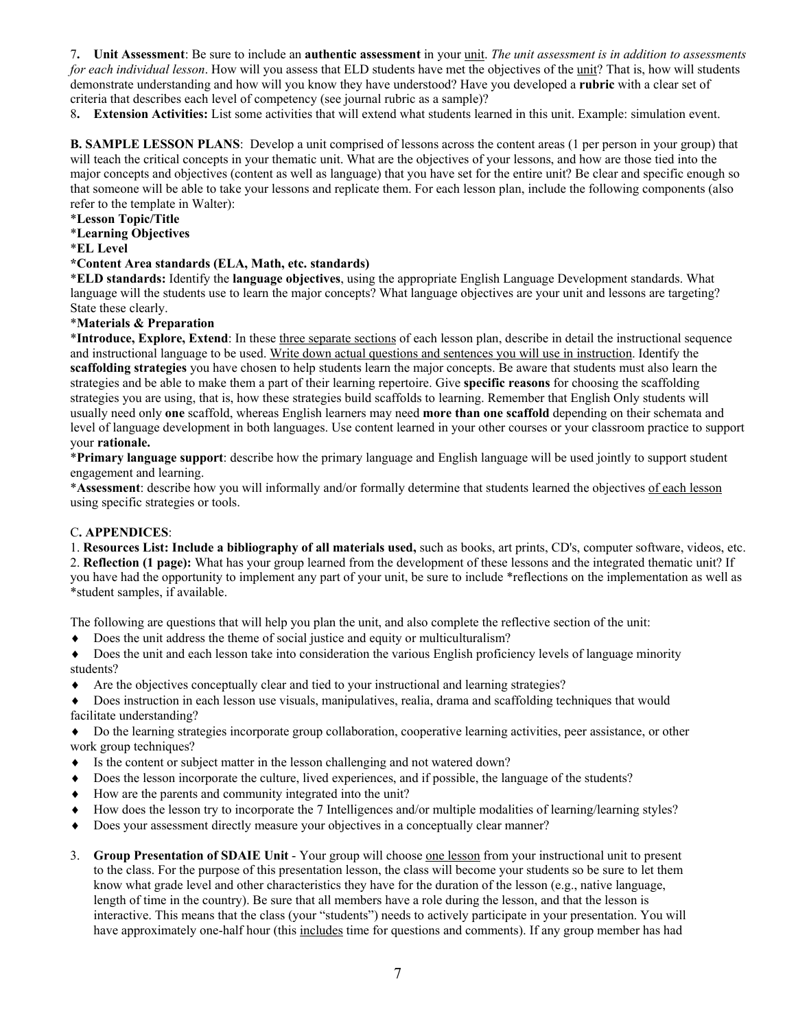7**. Unit Assessment**: Be sure to include an **authentic assessment** in your unit. *The unit assessment is in addition to assessments for each individual lesson*. How will you assess that ELD students have met the objectives of the unit? That is, how will students demonstrate understanding and how will you know they have understood? Have you developed a **rubric** with a clear set of criteria that describes each level of competency (see journal rubric as a sample)?

8**. Extension Activities:** List some activities that will extend what students learned in this unit. Example: simulation event.

**B. SAMPLE LESSON PLANS**: Develop a unit comprised of lessons across the content areas (1 per person in your group) that will teach the critical concepts in your thematic unit. What are the objectives of your lessons, and how are those tied into the major concepts and objectives (content as well as language) that you have set for the entire unit? Be clear and specific enough so that someone will be able to take your lessons and replicate them. For each lesson plan, include the following components (also refer to the template in Walter):

*Lesson Topic/Title**

*Learning Objectives**

*EL Level**

***Content Area standards (ELA, Math, etc. standards)**

*ELD standards:** Identify the **language objectives**, using the appropriate English Language Development standards. What language will the students use to learn the major concepts? What language objectives are your unit and lessons are targeting? State these clearly.

*Materials & Preparation**

*Introduce, Explore, Extend**: In these three separate sections of each lesson plan, describe in detail the instructional sequence and instructional language to be used. Write down actual questions and sentences you will use in instruction. Identify the **scaffolding strategies** you have chosen to help students learn the major concepts. Be aware that students must also learn the strategies and be able to make them a part of their learning repertoire. Give **specific reasons** for choosing the scaffolding strategies you are using, that is, how these strategies build scaffolds to learning. Remember that English Only students will usually need only **one** scaffold, whereas English learners may need **more than one scaffold** depending on their schemata and level of language development in both languages. Use content learned in your other courses or your classroom practice to support your **rationale.**

*Primary language support**: describe how the primary language and English language will be used jointly to support student engagement and learning.

*Assessment**: describe how you will informally and/or formally determine that students learned the objectives of each lesson using specific strategies or tools.

C**. APPENDICES**:

1. **Resources List: Include a bibliography of all materials used,** such as books, art prints, CD's, computer software, videos, etc.
2. **Reflection (1 page):** What has your group learned from the development of these lessons and the integrated thematic unit? If you have had the opportunity to implement any part of your unit, be sure to include *reflections on the implementation as well as *student samples, if available.

The following are questions that will help you plan the unit, and also complete the reflective section of the unit:

- Does the unit address the theme of social justice and equity or multiculturalism?
- Does the unit and each lesson take into consideration the various English proficiency levels of language minority students?
- Are the objectives conceptually clear and tied to your instructional and learning strategies?
- Does instruction in each lesson use visuals, manipulatives, realia, drama and scaffolding techniques that would facilitate understanding?
- Do the learning strategies incorporate group collaboration, cooperative learning activities, peer assistance, or other work group techniques?
- Is the content or subject matter in the lesson challenging and not watered down?
- Does the lesson incorporate the culture, lived experiences, and if possible, the language of the students?
- How are the parents and community integrated into the unit?
- How does the lesson try to incorporate the 7 Intelligences and/or multiple modalities of learning/learning styles?
- Does your assessment directly measure your objectives in a conceptually clear manner?

3. **Group Presentation of SDAIE Unit** - Your group will choose one lesson from your instructional unit to present to the class. For the purpose of this presentation lesson, the class will become your students so be sure to let them know what grade level and other characteristics they have for the duration of the lesson (e.g., native language, length of time in the country). Be sure that all members have a role during the lesson, and that the lesson is interactive. This means that the class (your "students") needs to actively participate in your presentation. You will have approximately one-half hour (this includes time for questions and comments). If any group member has had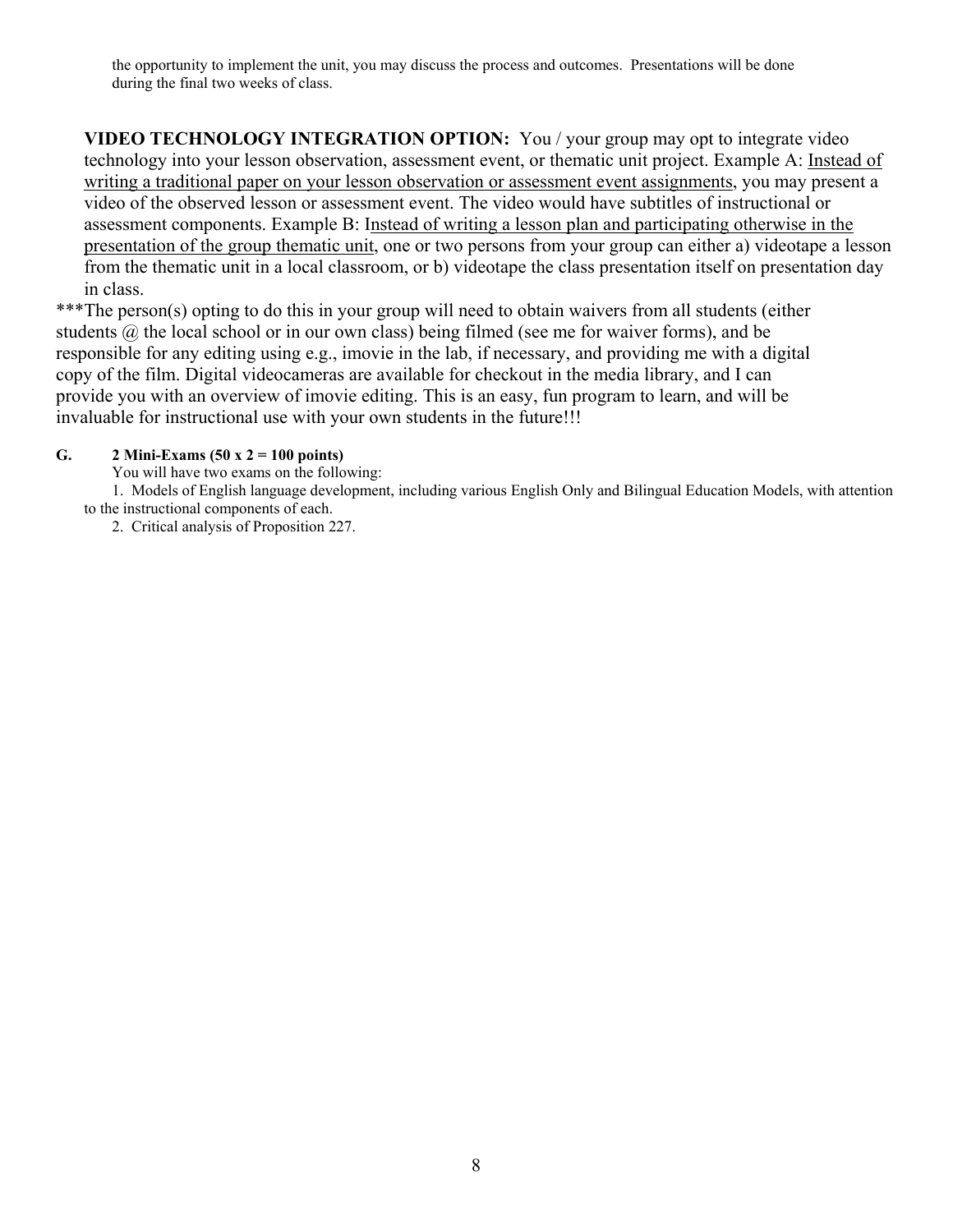the opportunity to implement the unit, you may discuss the process and outcomes. Presentations will be done during the final two weeks of class.

**VIDEO TECHNOLOGY INTEGRATION OPTION:** You / your group may opt to integrate video technology into your lesson observation, assessment event, or thematic unit project. Example A: <u>Instead of writing a traditional paper on your lesson observation or assessment event assignments</u>, you may present a video of the observed lesson or assessment event. The video would have subtitles of instructional or assessment components. Example B: <u>Instead of writing a lesson plan and participating otherwise in the presentation of the group thematic unit</u>, one or two persons from your group can either a) videotape a lesson from the thematic unit in a local classroom, or b) videotape the class presentation itself on presentation day in class.

***The person(s) opting to do this in your group will need to obtain waivers from all students (either students @ the local school or in our own class) being filmed (see me for waiver forms), and be responsible for any editing using e.g., imovie in the lab, if necessary, and providing me with a digital copy of the film. Digital videocameras are available for checkout in the media library, and I can provide you with an overview of imovie editing. This is an easy, fun program to learn, and will be invaluable for instructional use with your own students in the future!!!

**G. 2 Mini-Exams (50 x 2 = 100 points)**

You will have two exams on the following:

1. Models of English language development, including various English Only and Bilingual Education Models, with attention to the instructional components of each.
2. Critical analysis of Proposition 227.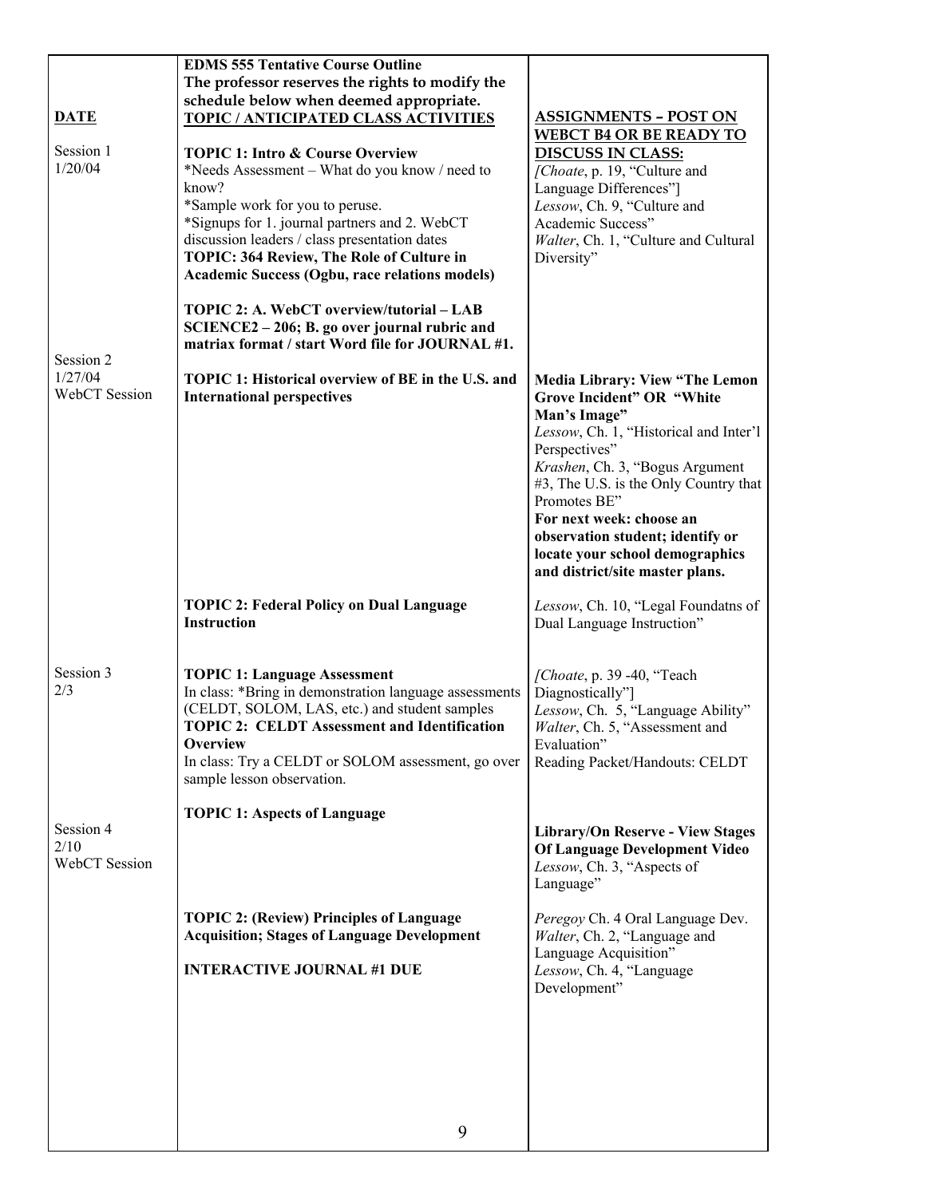| DATE | EDMS 555 Tentative Course Outline<br>The professor reserves the rights to modify the schedule below when deemed appropriate.<br>TOPIC / ANTICIPATED CLASS ACTIVITIES | ASSIGNMENTS – POST ON WEBCT B4 OR BE READY TO DISCUSS IN CLASS: |
|---|---|---|
| Session 1<br>1/20/04 | **TOPIC 1: Intro & Course Overview**<br>*Needs Assessment – What do you know / need to know?<br>*Sample work for you to peruse.<br>*Signups for 1. journal partners and 2. WebCT discussion leaders / class presentation dates<br>**TOPIC: 364 Review, The Role of Culture in Academic Success (Ogbu, race relations models)**<br><br>**TOPIC 2: A. WebCT overview/tutorial – LAB SCIENCE2 – 206; B. go over journal rubric and matriax format / start Word file for JOURNAL #1.** | [*Choate*, p. 19, "Culture and Language Differences"]<br>*Lessow*, Ch. 9, "Culture and Academic Success"<br>*Walter*, Ch. 1, "Culture and Cultural Diversity" |
| Session 2<br>1/27/04<br>WebCT Session | **TOPIC 1: Historical overview of BE in the U.S. and International perspectives** | **Media Library: View "The Lemon Grove Incident" OR "White Man's Image"**<br>*Lessow*, Ch. 1, "Historical and Inter'l Perspectives"<br>*Krashen*, Ch. 3, "Bogus Argument #3, The U.S. is the Only Country that Promotes BE"<br>**For next week: choose an observation student; identify or locate your school demographics and district/site master plans.** |
| | **TOPIC 2: Federal Policy on Dual Language Instruction** | *Lessow*, Ch. 10, "Legal Foundatns of Dual Language Instruction" |
| Session 3<br>2/3 | **TOPIC 1: Language Assessment**<br>In class: *Bring in demonstration language assessments (CELDT, SOLOM, LAS, etc.) and student samples<br>**TOPIC 2: CELDT Assessment and Identification Overview**<br>In class: Try a CELDT or SOLOM assessment, go over sample lesson observation. | [*Choate*, p. 39 -40, "Teach Diagnostically"]<br>*Lessow*, Ch. 5, "Language Ability"<br>*Walter*, Ch. 5, "Assessment and Evaluation"<br>Reading Packet/Handouts: CELDT |
| Session 4<br>2/10<br>WebCT Session | **TOPIC 1: Aspects of Language** | **Library/On Reserve - View Stages Of Language Development Video**<br>*Lessow*, Ch. 3, "Aspects of Language" |
| | **TOPIC 2: (Review) Principles of Language Acquisition; Stages of Language Development**<br><br>**INTERACTIVE JOURNAL #1 DUE** | *Peregoy* Ch. 4 Oral Language Dev.<br>*Walter*, Ch. 2, "Language and Language Acquisition"<br>*Lessow*, Ch. 4, "Language Development" |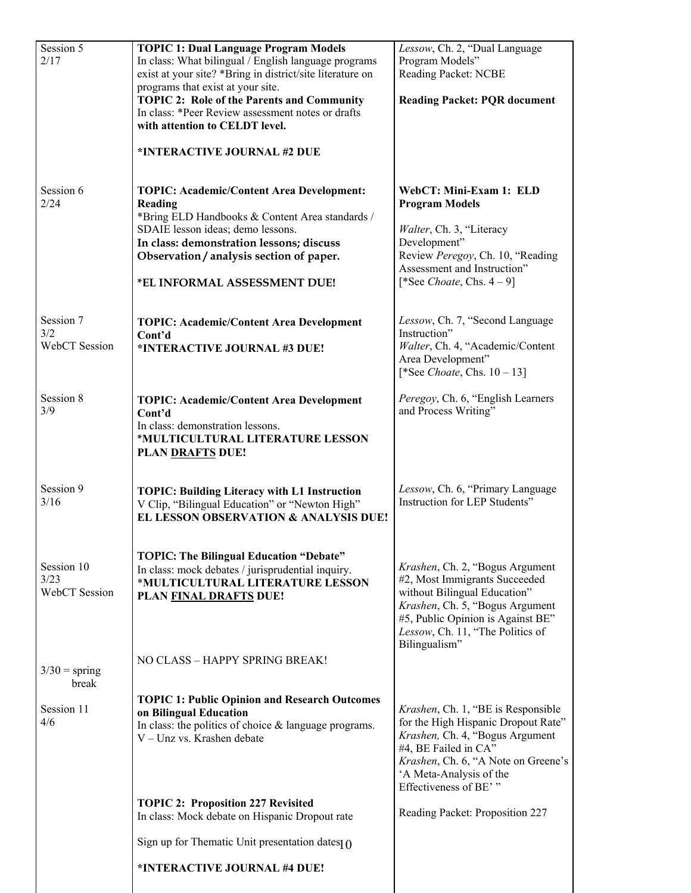| | | |
|---|---|---|
| Session 5<br>2/17 | **TOPIC 1: Dual Language Program Models**<br>In class: What bilingual / English language programs exist at your site? *Bring in district/site literature on programs that exist at your site.<br>**TOPIC 2: Role of the Parents and Community**<br>In class: *Peer Review assessment notes or drafts **with attention to CELDT level.**<br><br>***INTERACTIVE JOURNAL #2 DUE** | *Lessow*, Ch. 2, "Dual Language Program Models"<br>Reading Packet: NCBE<br><br>**Reading Packet: PQR document** |
| Session 6<br>2/24 | **TOPIC: Academic/Content Area Development: Reading**<br>*Bring ELD Handbooks & Content Area standards / SDAIE lesson ideas; demo lessons.<br>**In class: demonstration lessons; discuss Observation / analysis section of paper.**<br><br>***EL INFORMAL ASSESSMENT DUE!** | **WebCT: Mini-Exam 1: ELD Program Models**<br><br>*Walter*, Ch. 3, "Literacy Development"<br>Review *Peregoy*, Ch. 10, "Reading Assessment and Instruction"<br>[*See *Choate*, Chs. 4 – 9] |
| Session 7<br>3/2<br>WebCT Session | **TOPIC: Academic/Content Area Development Cont'd**<br>***INTERACTIVE JOURNAL #3 DUE!** | *Lessow*, Ch. 7, "Second Language Instruction"<br>*Walter*, Ch. 4, "Academic/Content Area Development"<br>[*See *Choate*, Chs. 10 – 13] |
| Session 8<br>3/9 | **TOPIC: Academic/Content Area Development Cont'd**<br>In class: demonstration lessons.<br>***MULTICULTURAL LITERATURE LESSON PLAN <u>DRAFTS</u> DUE!** | *Peregoy*, Ch. 6, "English Learners and Process Writing" |
| Session 9<br>3/16 | **TOPIC: Building Literacy with L1 Instruction**<br>V Clip, "Bilingual Education" or "Newton High"<br>**EL LESSON OBSERVATION & ANALYSIS DUE!** | *Lessow*, Ch. 6, "Primary Language Instruction for LEP Students" |
| Session 10<br>3/23<br>WebCT Session | **TOPIC: The Bilingual Education "Debate"**<br>In class: mock debates / jurisprudential inquiry.<br>***MULTICULTURAL LITERATURE LESSON PLAN <u>FINAL DRAFTS</u> DUE!** | *Krashen*, Ch. 2, "Bogus Argument #2, Most Immigrants Succeeded without Bilingual Education"<br>*Krashen*, Ch. 5, "Bogus Argument #5, Public Opinion is Against BE"<br>*Lessow*, Ch. 11, "The Politics of Bilingualism" |
| 3/30 = spring break | NO CLASS – HAPPY SPRING BREAK! | |
| Session 11<br>4/6 | **TOPIC 1: Public Opinion and Research Outcomes on Bilingual Education**<br>In class: the politics of choice & language programs.<br>V – Unz vs. Krashen debate<br><br>**TOPIC 2: Proposition 227 Revisited**<br>In class: Mock debate on Hispanic Dropout rate<br><br>Sign up for Thematic Unit presentation dates<br><br>***INTERACTIVE JOURNAL #4 DUE!** | *Krashen*, Ch. 1, "BE is Responsible for the High Hispanic Dropout Rate"<br>*Krashen*, Ch. 4, "Bogus Argument #4, BE Failed in CA"<br>*Krashen*, Ch. 6, "A Note on Greene's 'A Meta-Analysis of the Effectiveness of BE' "<br><br>Reading Packet: Proposition 227 |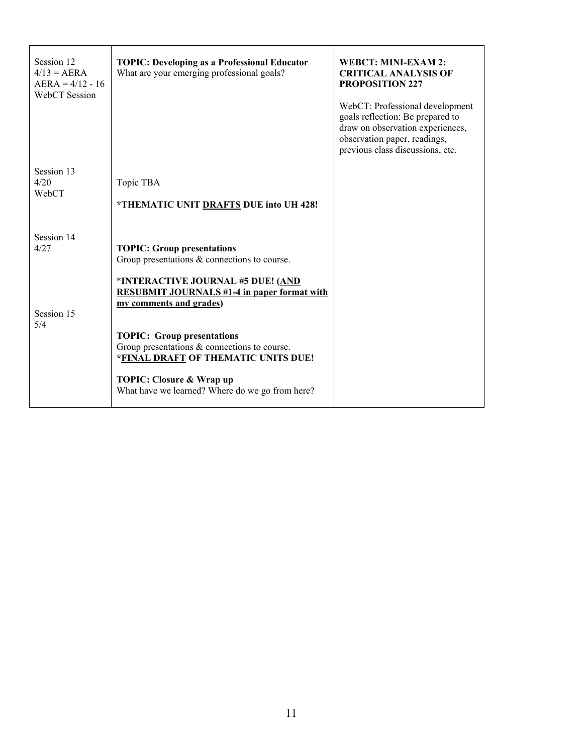| | | |
|---|---|---|
| Session 12<br>4/13 = AERA<br>AERA = 4/12 - 16<br>WebCT Session | **TOPIC: Developing as a Professional Educator**<br>What are your emerging professional goals? | **WEBCT: MINI-EXAM 2: CRITICAL ANALYSIS OF PROPOSITION 227**<br><br>WebCT: Professional development goals reflection: Be prepared to draw on observation experiences, observation paper, readings, previous class discussions, etc. |
| Session 13<br>4/20<br>WebCT | Topic TBA<br><br>***THEMATIC UNIT <u>DRAFTS</u> DUE into UH 428!** | |
| Session 14<br>4/27 | **TOPIC: Group presentations**<br>Group presentations & connections to course.<br><br>***INTERACTIVE JOURNAL #5 DUE! (<u>AND RESUBMIT JOURNALS #1-4 in paper format with my comments and grades</u>)** | |
| Session 15<br>5/4 | **TOPIC: Group presentations**<br>Group presentations & connections to course.<br>***<u>FINAL DRAFT</u> OF THEMATIC UNITS DUE!**<br><br>**TOPIC: Closure & Wrap up**<br>What have we learned? Where do we go from here? | |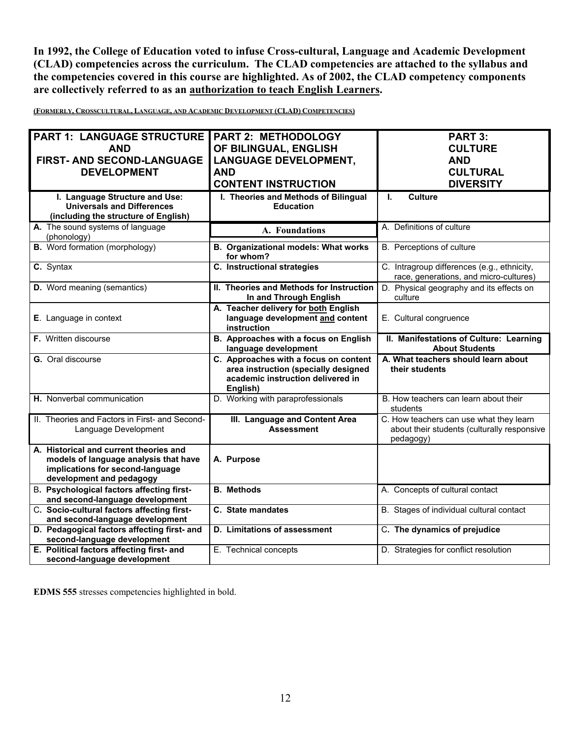**In 1992, the College of Education voted to infuse Cross-cultural, Language and Academic Development (CLAD) competencies across the curriculum. The CLAD competencies are attached to the syllabus and the competencies covered in this course are highlighted. As of 2002, the CLAD competency components are collectively referred to as an authorization to teach English Learners.**

**(FORMERLY, CROSSCULTURAL, LANGUAGE, AND ACADEMIC DEVELOPMENT (CLAD) COMPETENCIES)**

| **PART 1: LANGUAGE STRUCTURE AND FIRST- AND SECOND-LANGUAGE DEVELOPMENT** | **PART 2: METHODOLOGY OF BILINGUAL, ENGLISH LANGUAGE DEVELOPMENT, AND CONTENT INSTRUCTION** | **PART 3: CULTURE AND CULTURAL DIVERSITY** |
|---|---|---|
| **I. Language Structure and Use: Universals and Differences (including the structure of English)** | **I. Theories and Methods of Bilingual Education** | **I. Culture** |
| **A.** The sound systems of language (phonology) | **A. Foundations** | A. Definitions of culture |
| **B.** Word formation (morphology) | **B. Organizational models: What works for whom?** | B. Perceptions of culture |
| **C.** Syntax | **C. Instructional strategies** | C. Intragroup differences (e.g., ethnicity, race, generations, and micro-cultures) |
| **D.** Word meaning (semantics) | **II. Theories and Methods for Instruction In and Through English** | D. Physical geography and its effects on culture |
| **E**. Language in context | **A. Teacher delivery for both English language development and content instruction** | E. Cultural congruence |
| **F.** Written discourse | **B. Approaches with a focus on English language development** | **II. Manifestations of Culture: Learning About Students** |
| **G.** Oral discourse | **C. Approaches with a focus on content area instruction (specially designed academic instruction delivered in English)** | **A. What teachers should learn about their students** |
| **H.** Nonverbal communication | D. Working with paraprofessionals | B. How teachers can learn about their students |
| II. Theories and Factors in First- and Second-Language Development | **III. Language and Content Area Assessment** | C. How teachers can use what they learn about their students (culturally responsive pedagogy) |
| **A. Historical and current theories and models of language analysis that have implications for second-language development and pedagogy** | **A. Purpose** | |
| B. **Psychological factors affecting first- and second-language development** | **B. Methods** | A. Concepts of cultural contact |
| C. **Socio-cultural factors affecting first- and second-language development** | **C. State mandates** | B. Stages of individual cultural contact |
| **D. Pedagogical factors affecting first- and second-language development** | **D. Limitations of assessment** | C. **The dynamics of prejudice** |
| **E. Political factors affecting first- and second-language development** | E. Technical concepts | D. Strategies for conflict resolution |

**EDMS 555** stresses competencies highlighted in bold.